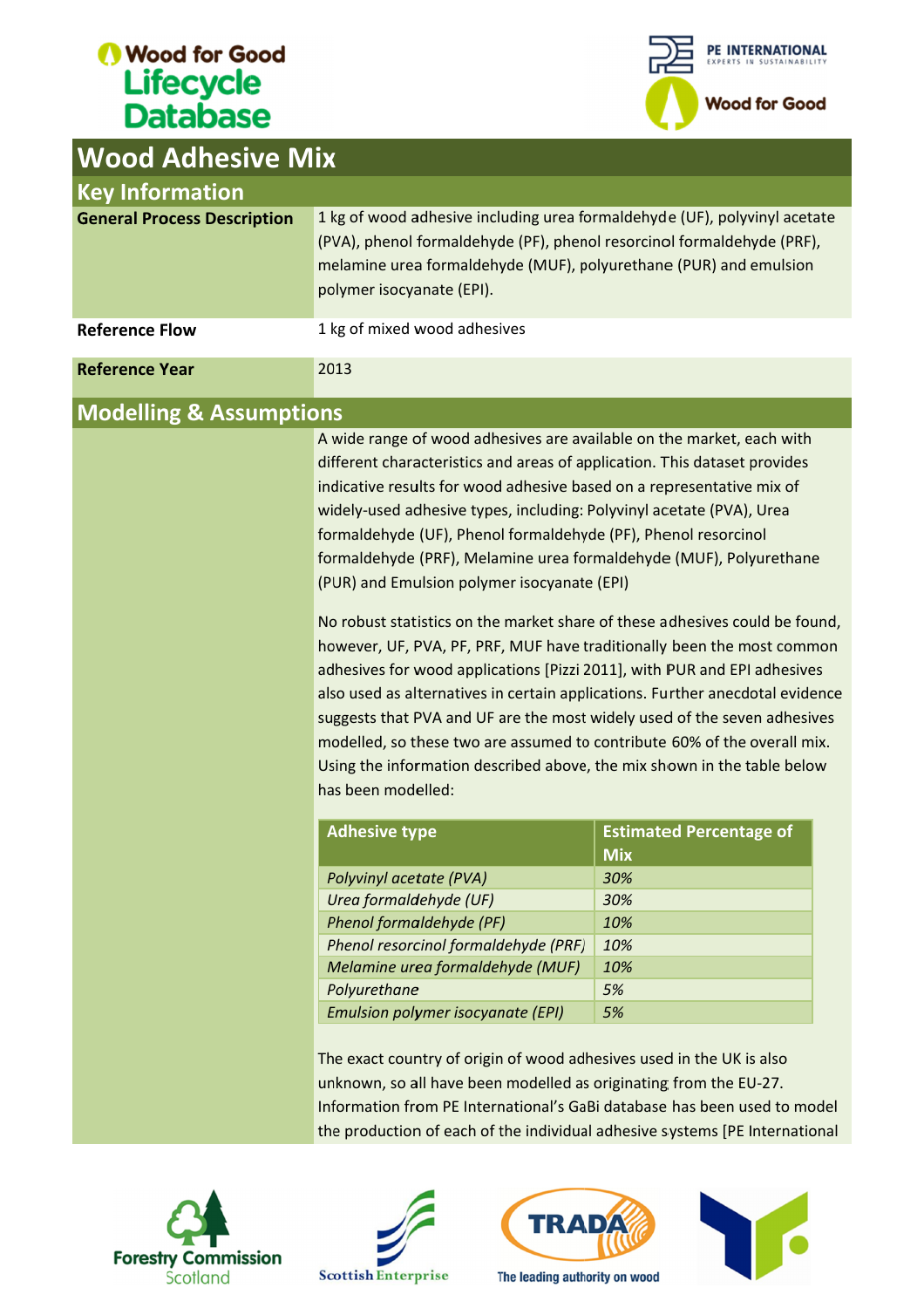# Wood Adhesive Mix

## Key Information

| | |
|---|---|
| **General Process Description** | 1 kg of wood adhesive including urea formaldehyde (UF), polyvinyl acetate (PVA), phenol formaldehyde (PF), phenol resorcinol formaldehyde (PRF), melamine urea formaldehyde (MUF), polyurethane (PUR) and emulsion polymer isocyanate (EPI). |
| **Reference Flow** | 1 kg of mixed wood adhesives |
| **Reference Year** | 2013 |

## Modelling & Assumptions

A wide range of wood adhesives are available on the market, each with different characteristics and areas of application. This dataset provides indicative results for wood adhesive based on a representative mix of widely-used adhesive types, including: Polyvinyl acetate (PVA), Urea formaldehyde (UF), Phenol formaldehyde (PF), Phenol resorcinol formaldehyde (PRF), Melamine urea formaldehyde (MUF), Polyurethane (PUR) and Emulsion polymer isocyanate (EPI)

No robust statistics on the market share of these adhesives could be found, however, UF, PVA, PF, PRF, MUF have traditionally been the most common adhesives for wood applications [Pizzi 2011], with PUR and EPI adhesives also used as alternatives in certain applications. Further anecdotal evidence suggests that PVA and UF are the most widely used of the seven adhesives modelled, so these two are assumed to contribute 60% of the overall mix. Using the information described above, the mix shown in the table below has been modelled:

| Adhesive type | Estimated Percentage of Mix |
|---|---|
| *Polyvinyl acetate (PVA)* | *30%* |
| *Urea formaldehyde (UF)* | *30%* |
| *Phenol formaldehyde (PF)* | *10%* |
| *Phenol resorcinol formaldehyde (PRF)* | *10%* |
| *Melamine urea formaldehyde (MUF)* | *10%* |
| *Polyurethane* | *5%* |
| *Emulsion polymer isocyanate (EPI)* | *5%* |

The exact country of origin of wood adhesives used in the UK is also unknown, so all have been modelled as originating from the EU-27. Information from PE International's GaBi database has been used to model the production of each of the individual adhesive systems [PE International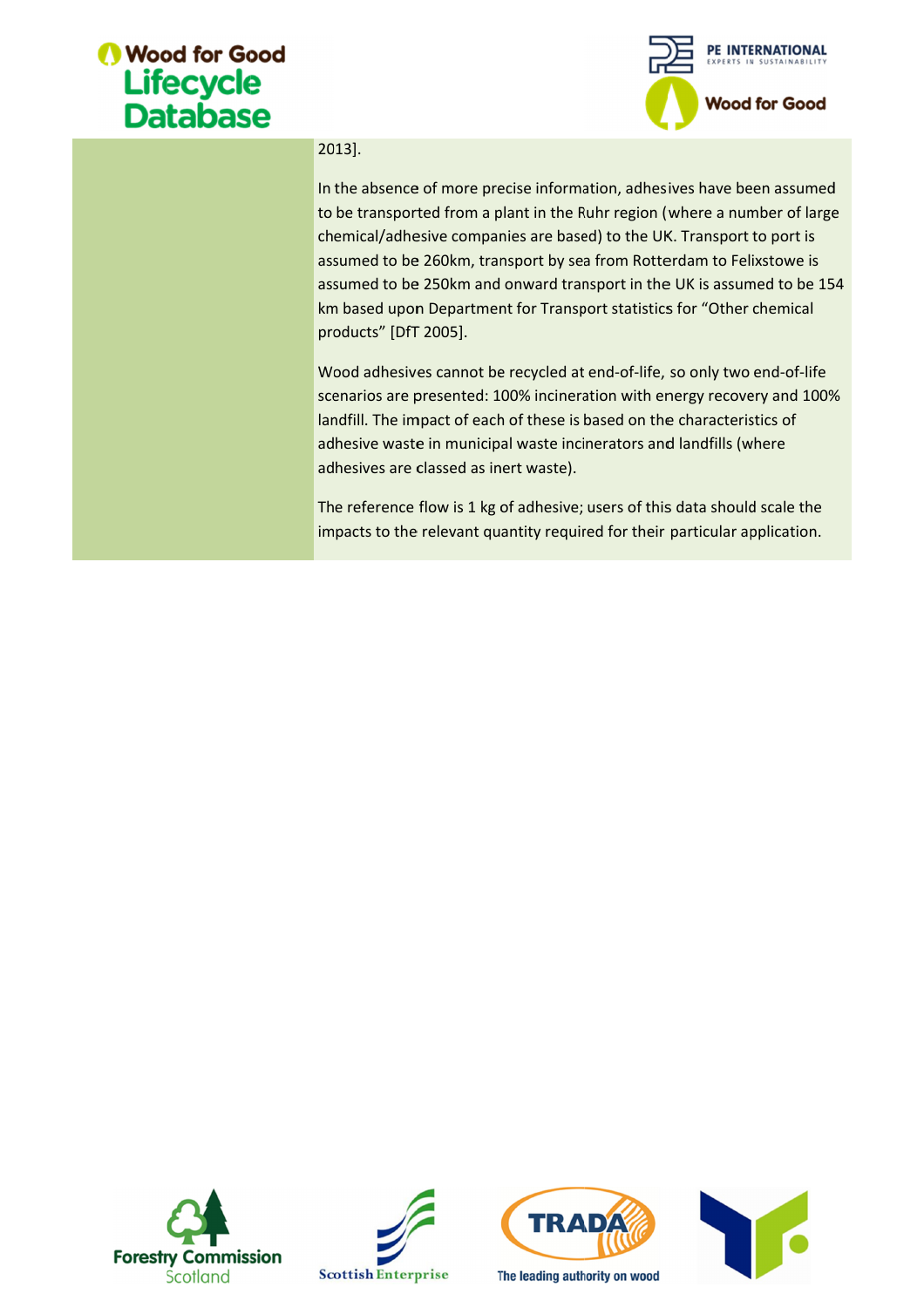2013].

In the absence of more precise information, adhesives have been assumed to be transported from a plant in the Ruhr region (where a number of large chemical/adhesive companies are based) to the UK. Transport to port is assumed to be 260km, transport by sea from Rotterdam to Felixstowe is assumed to be 250km and onward transport in the UK is assumed to be 154 km based upon Department for Transport statistics for "Other chemical products" [DfT 2005].

Wood adhesives cannot be recycled at end-of-life, so only two end-of-life scenarios are presented: 100% incineration with energy recovery and 100% landfill. The impact of each of these is based on the characteristics of adhesive waste in municipal waste incinerators and landfills (where adhesives are classed as inert waste).

The reference flow is 1 kg of adhesive; users of this data should scale the impacts to the relevant quantity required for their particular application.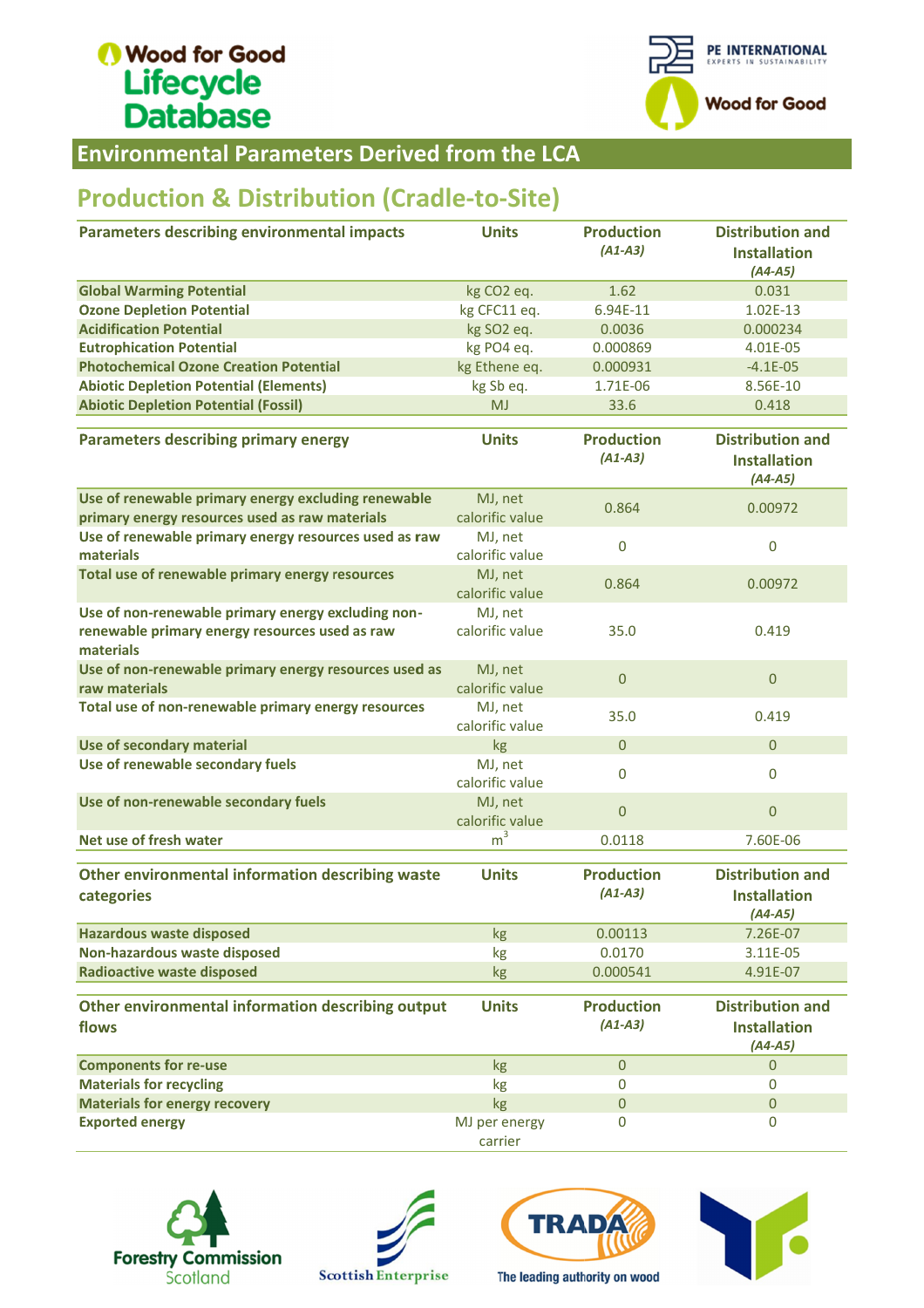## Environmental Parameters Derived from the LCA

## Production & Distribution (Cradle-to-Site)

| Parameters describing environmental impacts | Units | Production *(A1-A3)* | Distribution and Installation *(A4-A5)* |
|---|---|---|---|
| **Global Warming Potential** | kg CO2 eq. | 1.62 | 0.031 |
| **Ozone Depletion Potential** | kg CFC11 eq. | 6.94E-11 | 1.02E-13 |
| **Acidification Potential** | kg SO2 eq. | 0.0036 | 0.000234 |
| **Eutrophication Potential** | kg PO4 eq. | 0.000869 | 4.01E-05 |
| **Photochemical Ozone Creation Potential** | kg Ethene eq. | 0.000931 | -4.1E-05 |
| **Abiotic Depletion Potential (Elements)** | kg Sb eq. | 1.71E-06 | 8.56E-10 |
| **Abiotic Depletion Potential (Fossil)** | MJ | 33.6 | 0.418 |

| Parameters describing primary energy | Units | Production *(A1-A3)* | Distribution and Installation *(A4-A5)* |
|---|---|---|---|
| **Use of renewable primary energy excluding renewable primary energy resources used as raw materials** | MJ, net calorific value | 0.864 | 0.00972 |
| **Use of renewable primary energy resources used as raw materials** | MJ, net calorific value | 0 | 0 |
| **Total use of renewable primary energy resources** | MJ, net calorific value | 0.864 | 0.00972 |
| **Use of non-renewable primary energy excluding non-renewable primary energy resources used as raw materials** | MJ, net calorific value | 35.0 | 0.419 |
| **Use of non-renewable primary energy resources used as raw materials** | MJ, net calorific value | 0 | 0 |
| **Total use of non-renewable primary energy resources** | MJ, net calorific value | 35.0 | 0.419 |
| **Use of secondary material** | kg | 0 | 0 |
| **Use of renewable secondary fuels** | MJ, net calorific value | 0 | 0 |
| **Use of non-renewable secondary fuels** | MJ, net calorific value | 0 | 0 |
| **Net use of fresh water** | $m^3$ | 0.0118 | 7.60E-06 |

| Other environmental information describing waste categories | Units | Production *(A1-A3)* | Distribution and Installation *(A4-A5)* |
|---|---|---|---|
| **Hazardous waste disposed** | kg | 0.00113 | 7.26E-07 |
| **Non-hazardous waste disposed** | kg | 0.0170 | 3.11E-05 |
| **Radioactive waste disposed** | kg | 0.000541 | 4.91E-07 |

| Other environmental information describing output flows | Units | Production *(A1-A3)* | Distribution and Installation *(A4-A5)* |
|---|---|---|---|
| **Components for re-use** | kg | 0 | 0 |
| **Materials for recycling** | kg | 0 | 0 |
| **Materials for energy recovery** | kg | 0 | 0 |
| **Exported energy** | MJ per energy carrier | 0 | 0 |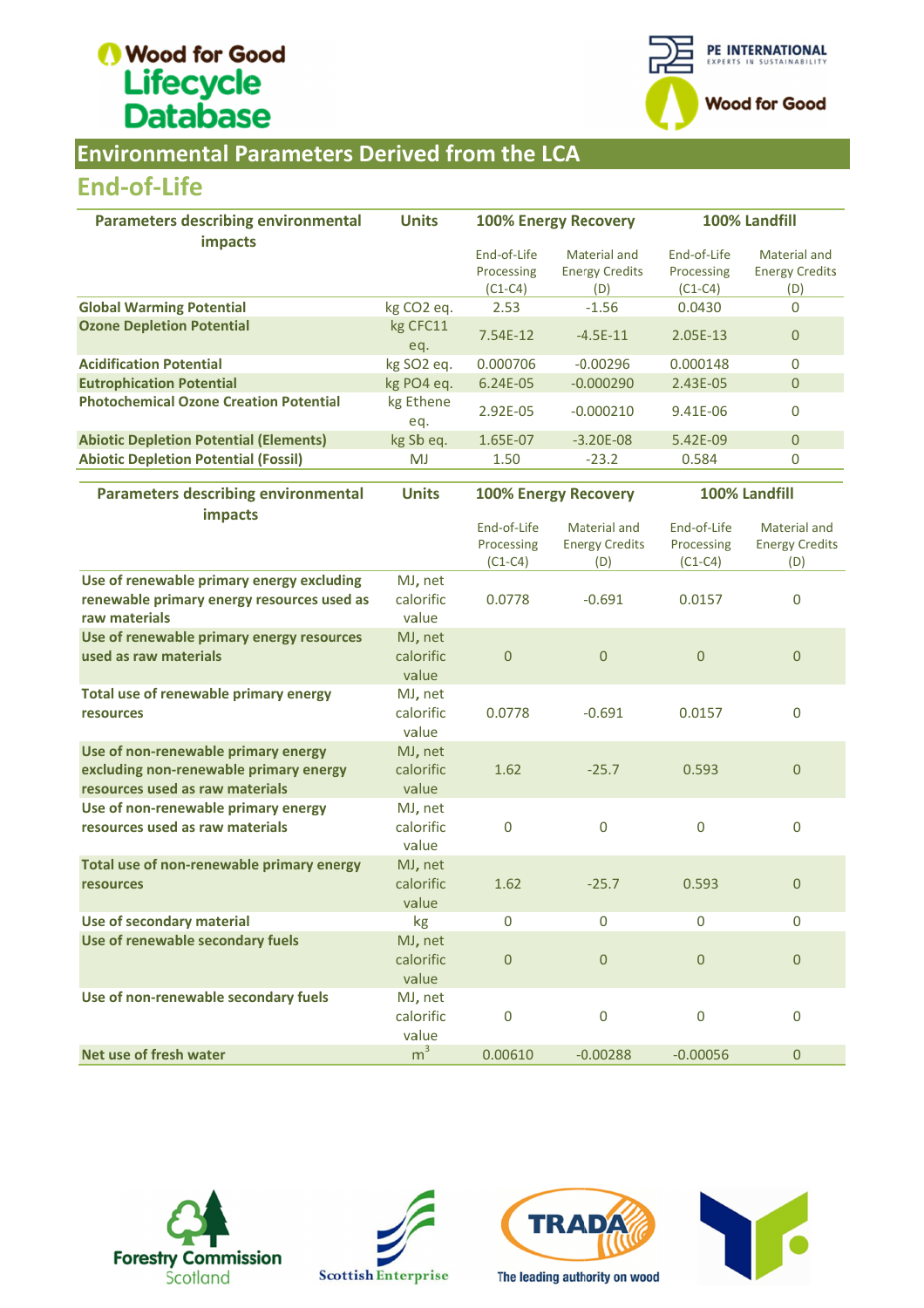## Environmental Parameters Derived from the LCA

### End-of-Life

| Parameters describing environmental impacts | Units | 100% Energy Recovery | | 100% Landfill | |
|---|---|---|---|---|---|
| | | End-of-Life Processing (C1-C4) | Material and Energy Credits (D) | End-of-Life Processing (C1-C4) | Material and Energy Credits (D) |
| **Global Warming Potential** | kg $CO_2$ eq. | 2.53 | -1.56 | 0.0430 | 0 |
| **Ozone Depletion Potential** | kg CFC11 eq. | 7.54E-12 | -4.5E-11 | 2.05E-13 | 0 |
| **Acidification Potential** | kg $SO_2$ eq. | 0.000706 | -0.00296 | 0.000148 | 0 |
| **Eutrophication Potential** | kg $PO_4$ eq. | 6.24E-05 | -0.000290 | 2.43E-05 | 0 |
| **Photochemical Ozone Creation Potential** | kg Ethene eq. | 2.92E-05 | -0.000210 | 9.41E-06 | 0 |
| **Abiotic Depletion Potential (Elements)** | kg Sb eq. | 1.65E-07 | -3.20E-08 | 5.42E-09 | 0 |
| **Abiotic Depletion Potential (Fossil)** | MJ | 1.50 | -23.2 | 0.584 | 0 |

| Parameters describing environmental impacts | Units | 100% Energy Recovery | | 100% Landfill | |
|---|---|---|---|---|---|
| | | End-of-Life Processing (C1-C4) | Material and Energy Credits (D) | End-of-Life Processing (C1-C4) | Material and Energy Credits (D) |
| **Use of renewable primary energy excluding renewable primary energy resources used as raw materials** | MJ, net calorific value | 0.0778 | -0.691 | 0.0157 | 0 |
| **Use of renewable primary energy resources used as raw materials** | MJ, net calorific value | 0 | 0 | 0 | 0 |
| **Total use of renewable primary energy resources** | MJ, net calorific value | 0.0778 | -0.691 | 0.0157 | 0 |
| **Use of non-renewable primary energy excluding non-renewable primary energy resources used as raw materials** | MJ, net calorific value | 1.62 | -25.7 | 0.593 | 0 |
| **Use of non-renewable primary energy resources used as raw materials** | MJ, net calorific value | 0 | 0 | 0 | 0 |
| **Total use of non-renewable primary energy resources** | MJ, net calorific value | 1.62 | -25.7 | 0.593 | 0 |
| **Use of secondary material** | kg | 0 | 0 | 0 | 0 |
| **Use of renewable secondary fuels** | MJ, net calorific value | 0 | 0 | 0 | 0 |
| **Use of non-renewable secondary fuels** | MJ, net calorific value | 0 | 0 | 0 | 0 |
| **Net use of fresh water** | $m^3$ | 0.00610 | -0.00288 | -0.00056 | 0 |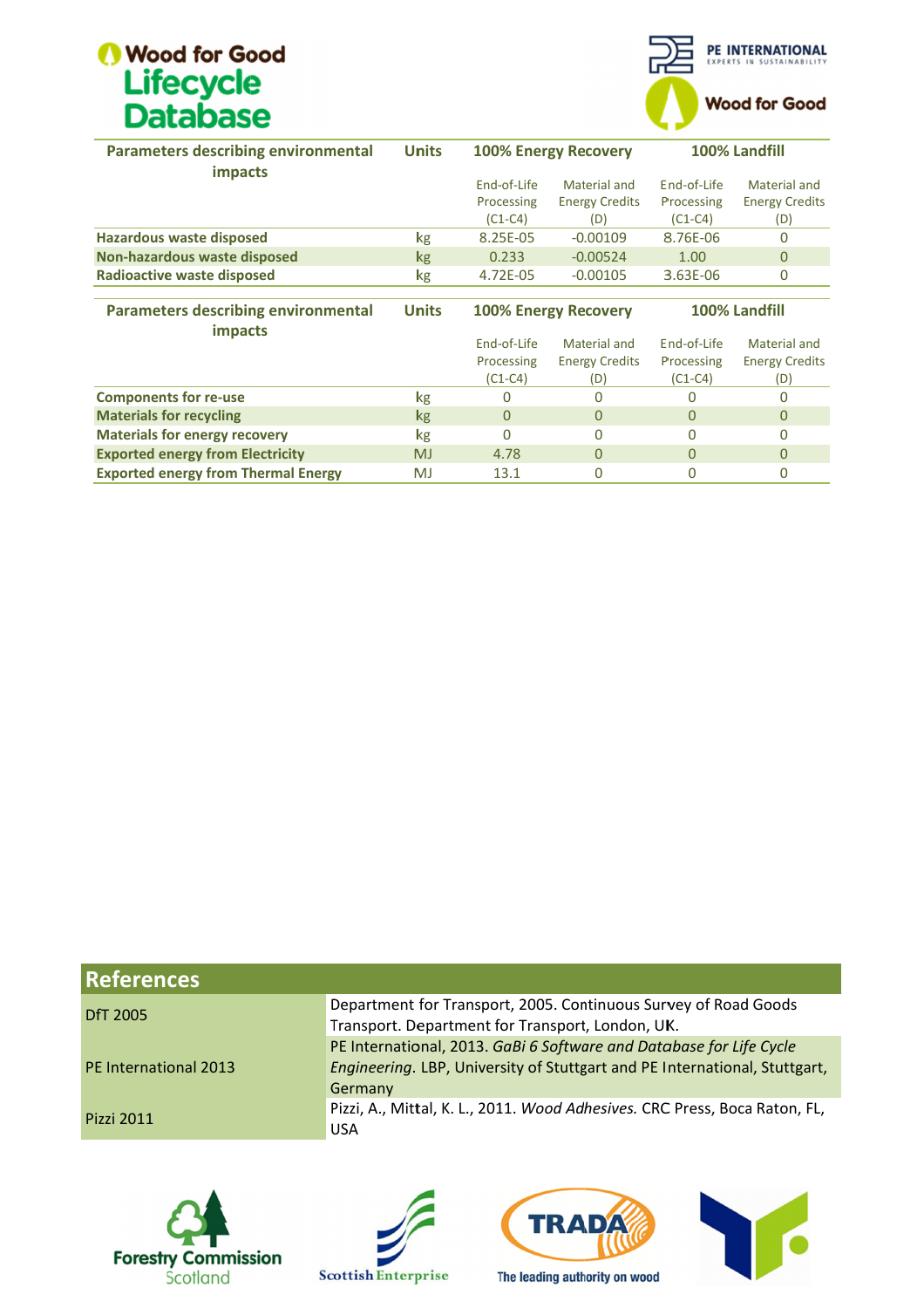| Parameters describing environmental impacts | Units | 100% Energy Recovery | | 100% Landfill | |
|---|---|---|---|---|---|
| | | End-of-Life Processing (C1-C4) | Material and Energy Credits (D) | End-of-Life Processing (C1-C4) | Material and Energy Credits (D) |
| **Hazardous waste disposed** | kg | 8.25E-05 | -0.00109 | 8.76E-06 | 0 |
| **Non-hazardous waste disposed** | kg | 0.233 | -0.00524 | 1.00 | 0 |
| **Radioactive waste disposed** | kg | 4.72E-05 | -0.00105 | 3.63E-06 | 0 |

| Parameters describing environmental impacts | Units | 100% Energy Recovery | | 100% Landfill | |
|---|---|---|---|---|---|
| | | End-of-Life Processing (C1-C4) | Material and Energy Credits (D) | End-of-Life Processing (C1-C4) | Material and Energy Credits (D) |
| **Components for re-use** | kg | 0 | 0 | 0 | 0 |
| **Materials for recycling** | kg | 0 | 0 | 0 | 0 |
| **Materials for energy recovery** | kg | 0 | 0 | 0 | 0 |
| **Exported energy from Electricity** | MJ | 4.78 | 0 | 0 | 0 |
| **Exported energy from Thermal Energy** | MJ | 13.1 | 0 | 0 | 0 |

## References

| | |
|---|---|
| DfT 2005 | Department for Transport, 2005. Continuous Survey of Road Goods Transport. Department for Transport, London, UK. |
| PE International 2013 | PE International, 2013. *GaBi 6 Software and Database for Life Cycle Engineering*. LBP, University of Stuttgart and PE International, Stuttgart, Germany |
| Pizzi 2011 | Pizzi, A., Mittal, K. L., 2011. *Wood Adhesives.* CRC Press, Boca Raton, FL, USA |